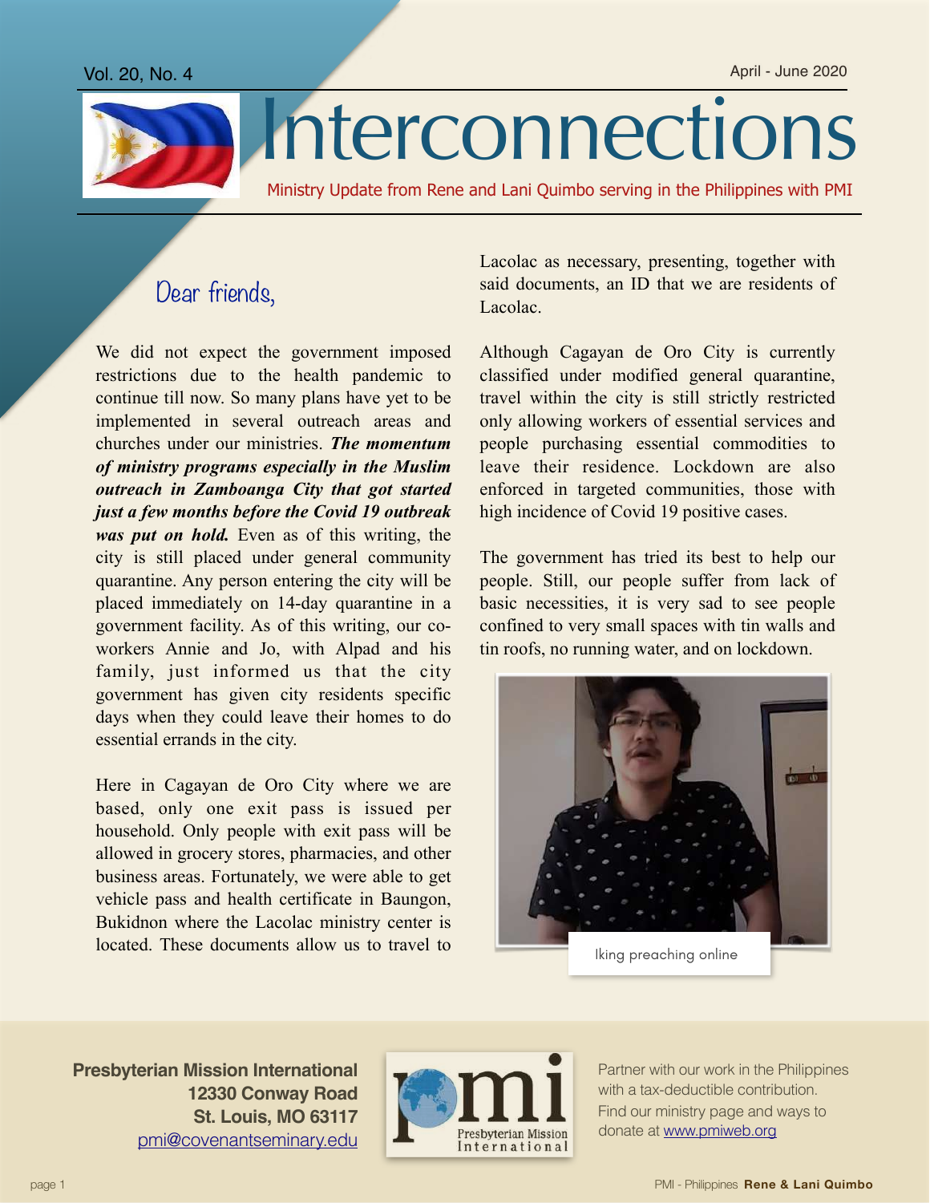Vol. 20, No. 4

April - June 2020

# Interconnections

Ministry Update from Rene and Lani Quimbo serving in the Philippines with PMI

## Dear friends,

We did not expect the government imposed restrictions due to the health pandemic to continue till now. So many plans have yet to be implemented in several outreach areas and churches under our ministries. ***The momentum of ministry programs especially in the Muslim outreach in Zamboanga City that got started just a few months before the Covid 19 outbreak was put on hold.*** Even as of this writing, the city is still placed under general community quarantine. Any person entering the city will be placed immediately on 14-day quarantine in a government facility. As of this writing, our co-workers Annie and Jo, with Alpad and his family, just informed us that the city government has given city residents specific days when they could leave their homes to do essential errands in the city.

Here in Cagayan de Oro City where we are based, only one exit pass is issued per household. Only people with exit pass will be allowed in grocery stores, pharmacies, and other business areas. Fortunately, we were able to get vehicle pass and health certificate in Baungon, Bukidnon where the Lacolac ministry center is located. These documents allow us to travel to Lacolac as necessary, presenting, together with said documents, an ID that we are residents of Lacolac.

Although Cagayan de Oro City is currently classified under modified general quarantine, travel within the city is still strictly restricted only allowing workers of essential services and people purchasing essential commodities to leave their residence. Lockdown are also enforced in targeted communities, those with high incidence of Covid 19 positive cases.

The government has tried its best to help our people. Still, our people suffer from lack of basic necessities, it is very sad to see people confined to very small spaces with tin walls and tin roofs, no running water, and on lockdown.

Iking preaching online

**Presbyterian Mission International**
**12330 Conway Road**
**St. Louis, MO 63117**
pmi@covenantseminary.edu

Partner with our work in the Philippines with a tax-deductible contribution. Find our ministry page and ways to donate at www.pmiweb.org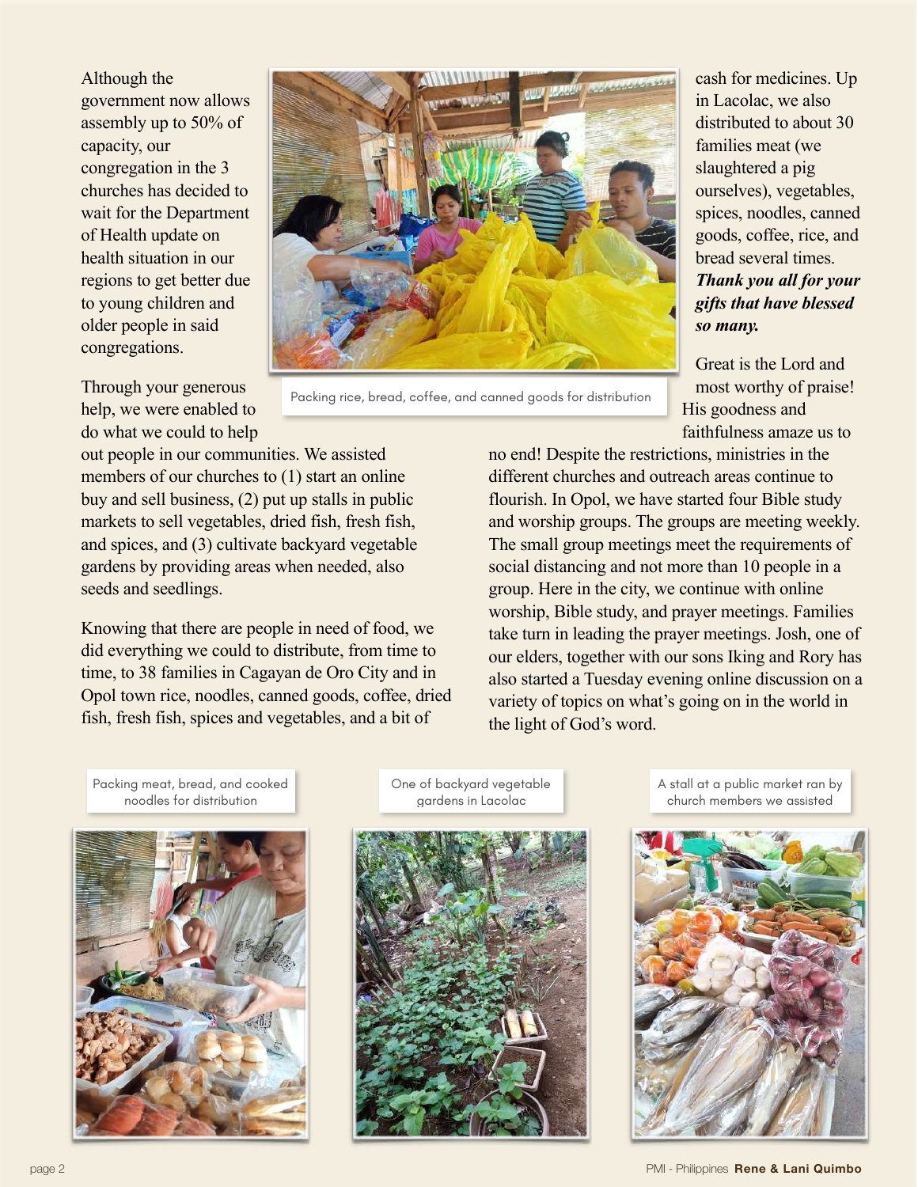Although the government now allows assembly up to 50% of capacity, our congregation in the 3 churches has decided to wait for the Department of Health update on health situation in our regions to get better due to young children and older people in said congregations.

Packing rice, bread, coffee, and canned goods for distribution

Through your generous help, we were enabled to do what we could to help out people in our communities. We assisted members of our churches to (1) start an online buy and sell business, (2) put up stalls in public markets to sell vegetables, dried fish, fresh fish, and spices, and (3) cultivate backyard vegetable gardens by providing areas when needed, also seeds and seedlings.

Knowing that there are people in need of food, we did everything we could to distribute, from time to time, to 38 families in Cagayan de Oro City and in Opol town rice, noodles, canned goods, coffee, dried fish, fresh fish, spices and vegetables, and a bit of cash for medicines. Up in Lacolac, we also distributed to about 30 families meat (we slaughtered a pig ourselves), vegetables, spices, noodles, canned goods, coffee, rice, and bread several times. ***Thank you all for your gifts that have blessed so many.***

Great is the Lord and most worthy of praise! His goodness and faithfulness amaze us to no end! Despite the restrictions, ministries in the different churches and outreach areas continue to flourish. In Opol, we have started four Bible study and worship groups. The groups are meeting weekly. The small group meetings meet the requirements of social distancing and not more than 10 people in a group. Here in the city, we continue with online worship, Bible study, and prayer meetings. Families take turn in leading the prayer meetings. Josh, one of our elders, together with our sons Iking and Rory has also started a Tuesday evening online discussion on a variety of topics on what's going on in the world in the light of God's word.

Packing meat, bread, and cooked noodles for distribution

One of backyard vegetable gardens in Lacolac

A stall at a public market ran by church members we assisted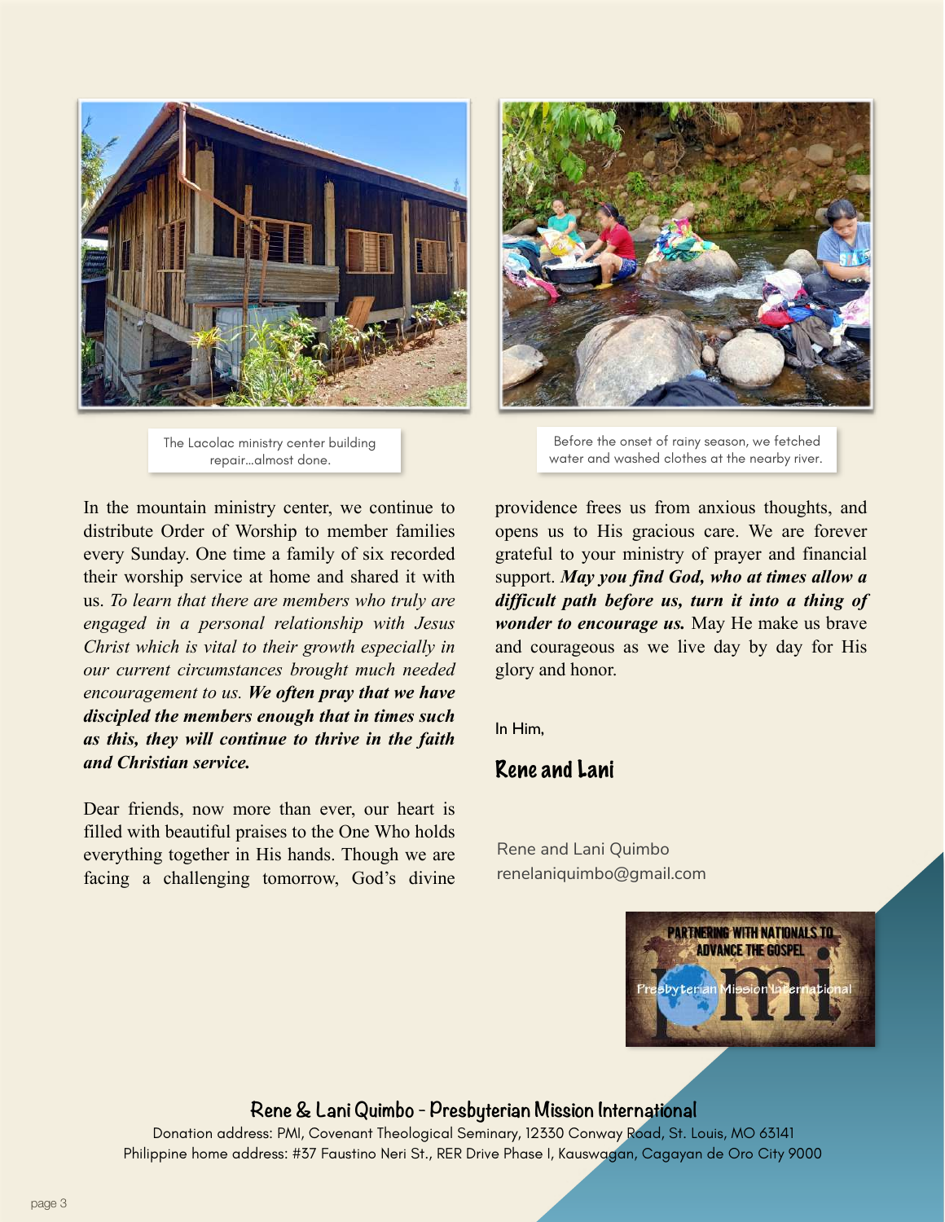The Lacolac ministry center building repair…almost done.

Before the onset of rainy season, we fetched water and washed clothes at the nearby river.

In the mountain ministry center, we continue to distribute Order of Worship to member families every Sunday. One time a family of six recorded their worship service at home and shared it with us. *To learn that there are members who truly are engaged in a personal relationship with Jesus Christ which is vital to their growth especially in our current circumstances brought much needed encouragement to us.* ***We often pray that we have discipled the members enough that in times such as this, they will continue to thrive in the faith and Christian service.***

Dear friends, now more than ever, our heart is filled with beautiful praises to the One Who holds everything together in His hands. Though we are facing a challenging tomorrow, God's divine providence frees us from anxious thoughts, and opens us to His gracious care. We are forever grateful to your ministry of prayer and financial support. ***May you find God, who at times allow a difficult path before us, turn it into a thing of wonder to encourage us.*** May He make us brave and courageous as we live day by day for His glory and honor.

In Him,

**Rene and Lani**

Rene and Lani Quimbo
renelaniquimbo@gmail.com

PARTNERING WITH NATIONALS TO ADVANCE THE GOSPEL
Presbyterian Mission International

**Rene & Lani Quimbo - Presbyterian Mission International**

Donation address: PMI, Covenant Theological Seminary, 12330 Conway Road, St. Louis, MO 63141
Philippine home address: #37 Faustino Neri St., RER Drive Phase I, Kauswagan, Cagayan de Oro City 9000